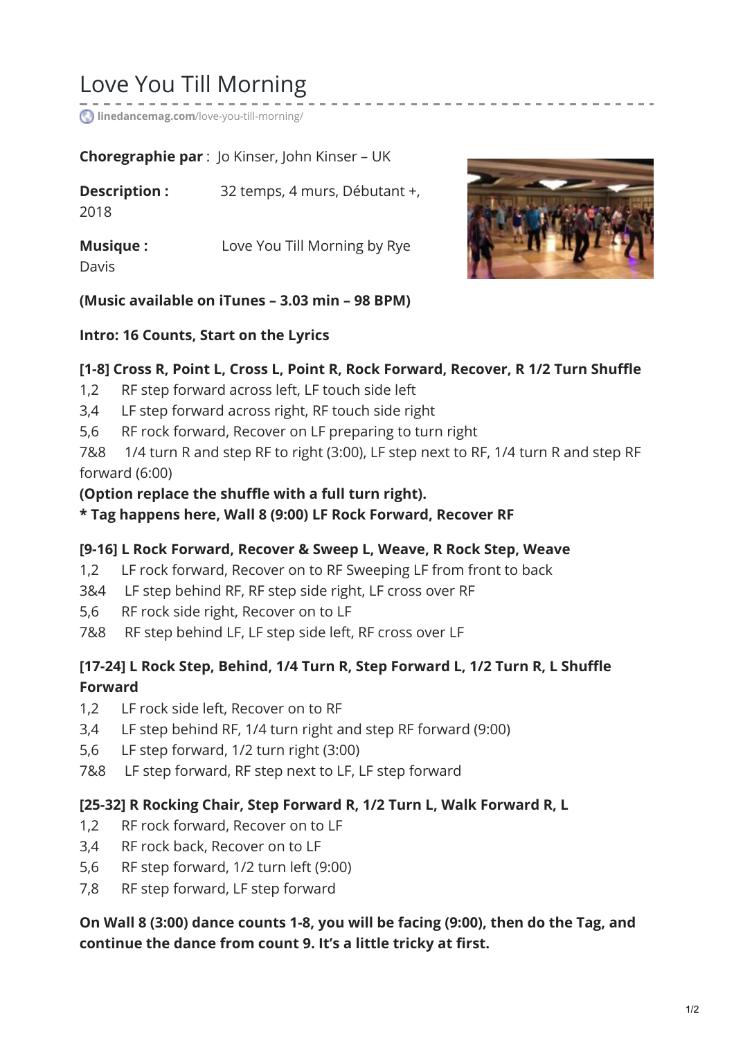# Love You Till Morning

linedancemag.com/love-you-till-morning/

**Choregraphie par** : Jo Kinser, John Kinser – UK

**Description :** 32 temps, 4 murs, Débutant +, 2018

**Musique :** Love You Till Morning by Rye Davis

**(Music available on iTunes – 3.03 min – 98 BPM)**

**Intro: 16 Counts, Start on the Lyrics**

**[1-8] Cross R, Point L, Cross L, Point R, Rock Forward, Recover, R 1/2 Turn Shuffle**

1,2 RF step forward across left, LF touch side left
3,4 LF step forward across right, RF touch side right
5,6 RF rock forward, Recover on LF preparing to turn right
7&8 1/4 turn R and step RF to right (3:00), LF step next to RF, 1/4 turn R and step RF forward (6:00)

**(Option replace the shuffle with a full turn right).**
**\* Tag happens here, Wall 8 (9:00) LF Rock Forward, Recover RF**

**[9-16] L Rock Forward, Recover & Sweep L, Weave, R Rock Step, Weave**

1,2 LF rock forward, Recover on to RF Sweeping LF from front to back
3&4 LF step behind RF, RF step side right, LF cross over RF
5,6 RF rock side right, Recover on to LF
7&8 RF step behind LF, LF step side left, RF cross over LF

**[17-24] L Rock Step, Behind, 1/4 Turn R, Step Forward L, 1/2 Turn R, L Shuffle Forward**

1,2 LF rock side left, Recover on to RF
3,4 LF step behind RF, 1/4 turn right and step RF forward (9:00)
5,6 LF step forward, 1/2 turn right (3:00)
7&8 LF step forward, RF step next to LF, LF step forward

**[25-32] R Rocking Chair, Step Forward R, 1/2 Turn L, Walk Forward R, L**

1,2 RF rock forward, Recover on to LF
3,4 RF rock back, Recover on to LF
5,6 RF step forward, 1/2 turn left (9:00)
7,8 RF step forward, LF step forward

**On Wall 8 (3:00) dance counts 1-8, you will be facing (9:00), then do the Tag, and continue the dance from count 9. It's a little tricky at first.**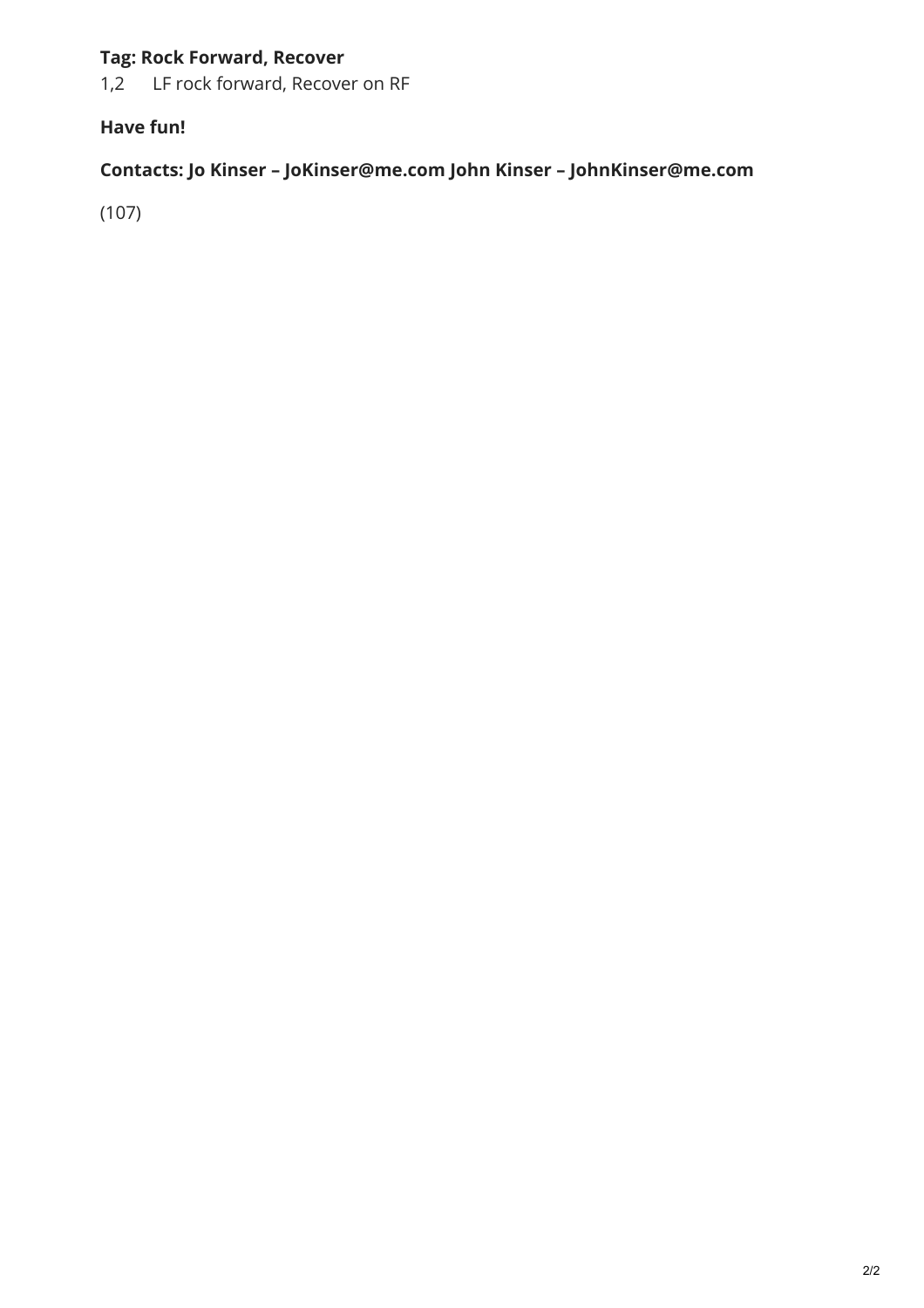**Tag: Rock Forward, Recover**

1,2 LF rock forward, Recover on RF

**Have fun!**

**Contacts: Jo Kinser – JoKinser@me.com John Kinser – JohnKinser@me.com**

(107)